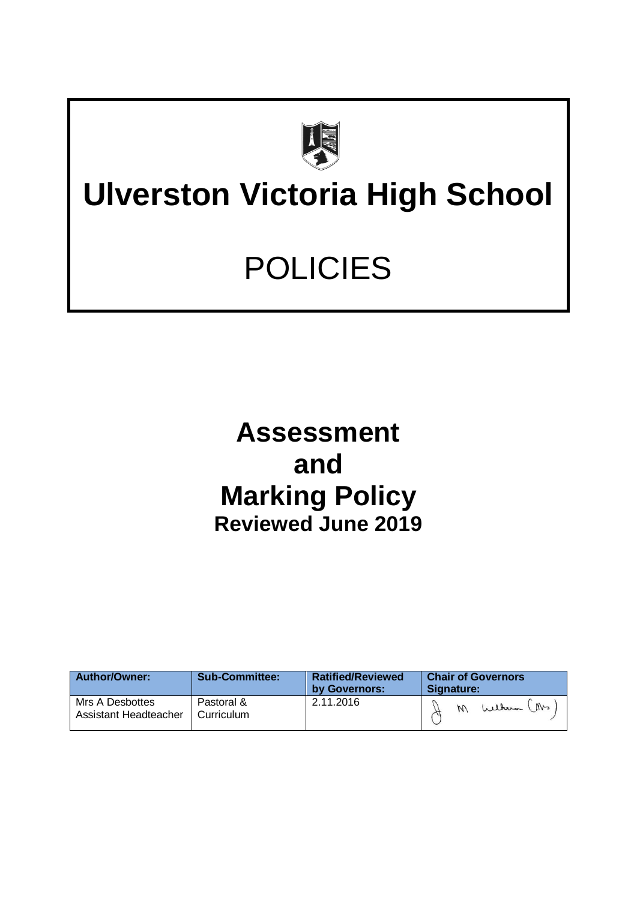# Ulverston Victoria High School

# POLICIES

# Assessment and Marking Policy

## Reviewed June 2019

| Author/Owner: | Sub-Committee: | Ratified/Reviewed by Governors: | Chair of Governors Signature: |
|---|---|---|---|
| Mrs A Desbottes<br>Assistant Headteacher | Pastoral & Curriculum | 2.11.2016 | J M Welham (Mrs) |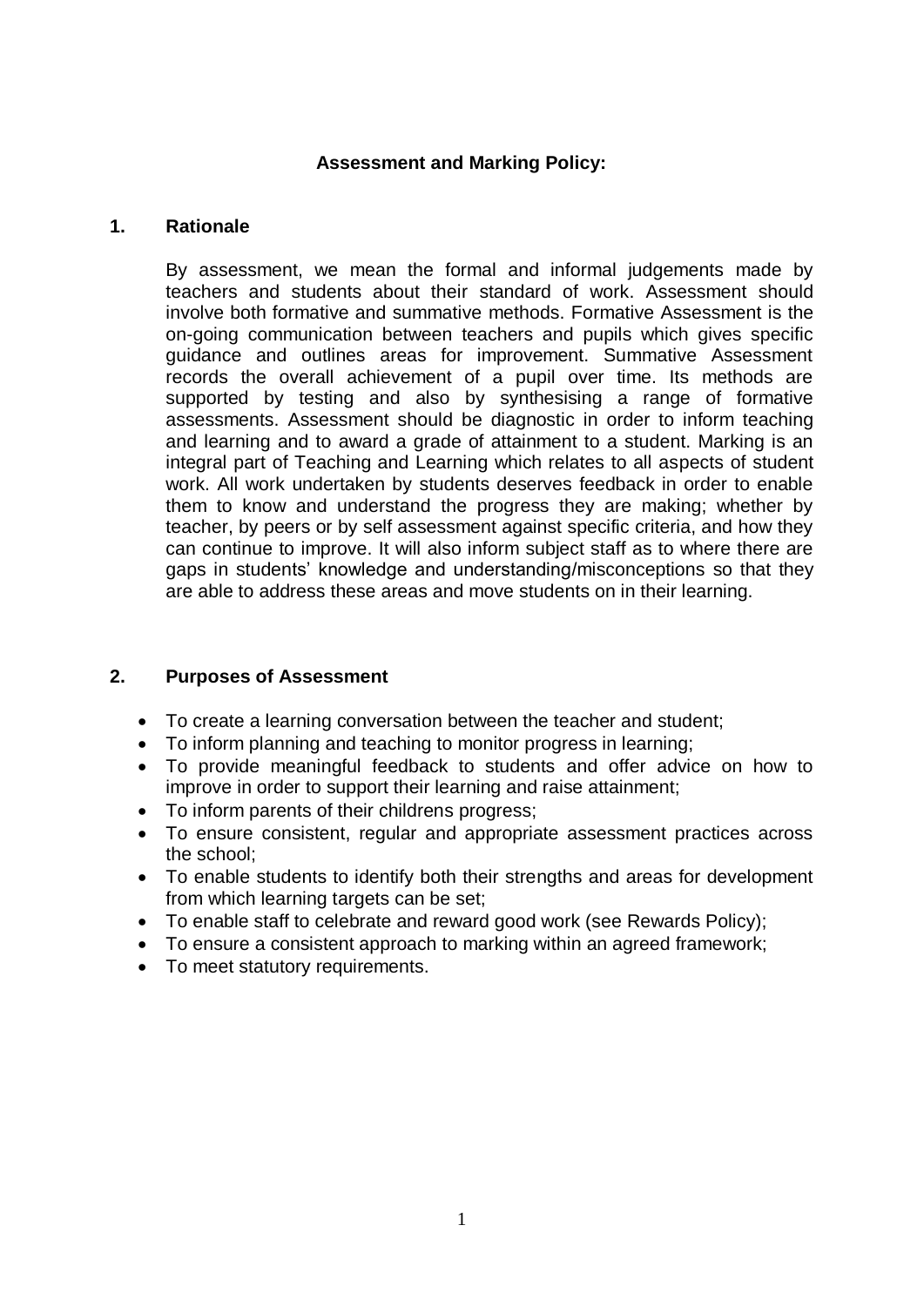**Assessment and Marking Policy:**

## 1. Rationale

By assessment, we mean the formal and informal judgements made by teachers and students about their standard of work. Assessment should involve both formative and summative methods. Formative Assessment is the on-going communication between teachers and pupils which gives specific guidance and outlines areas for improvement. Summative Assessment records the overall achievement of a pupil over time. Its methods are supported by testing and also by synthesising a range of formative assessments. Assessment should be diagnostic in order to inform teaching and learning and to award a grade of attainment to a student. Marking is an integral part of Teaching and Learning which relates to all aspects of student work. All work undertaken by students deserves feedback in order to enable them to know and understand the progress they are making; whether by teacher, by peers or by self assessment against specific criteria, and how they can continue to improve. It will also inform subject staff as to where there are gaps in students' knowledge and understanding/misconceptions so that they are able to address these areas and move students on in their learning.

## 2. Purposes of Assessment

- To create a learning conversation between the teacher and student;
- To inform planning and teaching to monitor progress in learning;
- To provide meaningful feedback to students and offer advice on how to improve in order to support their learning and raise attainment;
- To inform parents of their childrens progress;
- To ensure consistent, regular and appropriate assessment practices across the school;
- To enable students to identify both their strengths and areas for development from which learning targets can be set;
- To enable staff to celebrate and reward good work (see Rewards Policy);
- To ensure a consistent approach to marking within an agreed framework;
- To meet statutory requirements.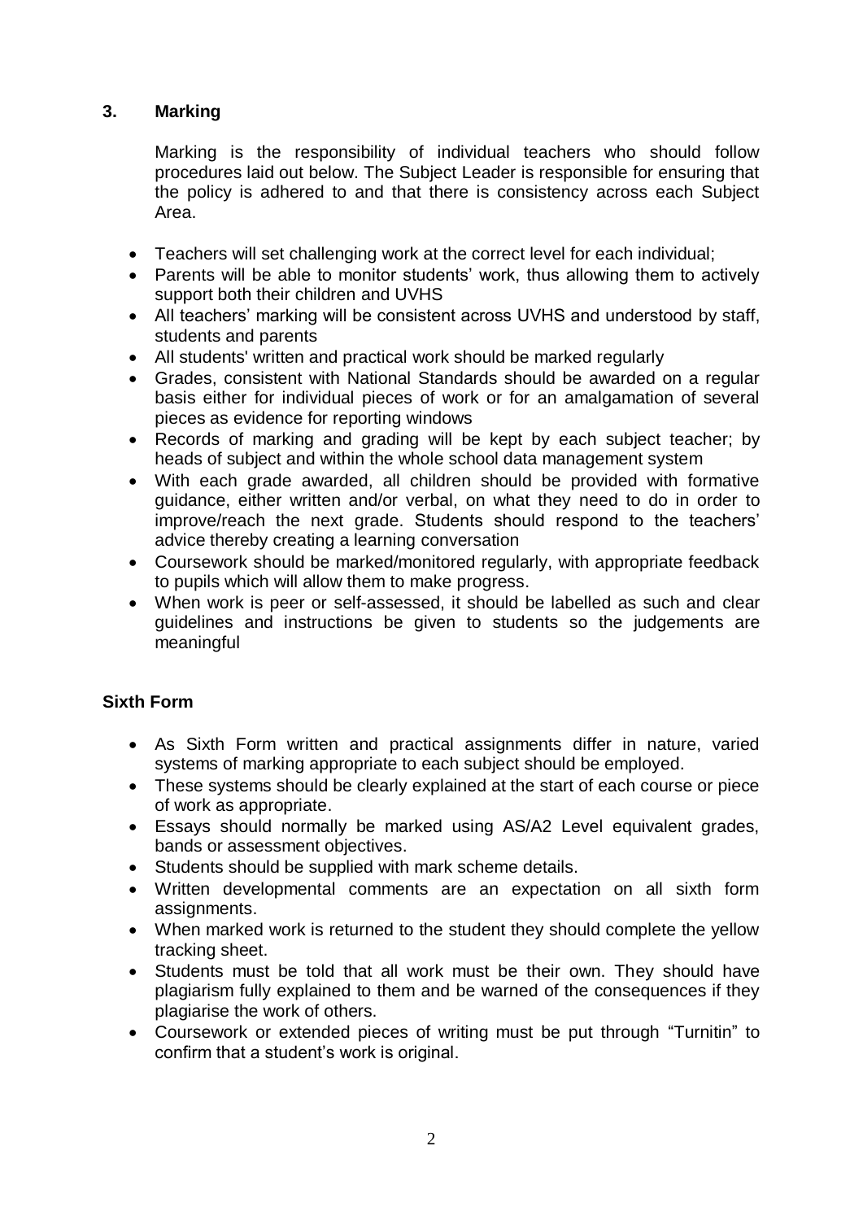## 3. Marking

Marking is the responsibility of individual teachers who should follow procedures laid out below. The Subject Leader is responsible for ensuring that the policy is adhered to and that there is consistency across each Subject Area.

- Teachers will set challenging work at the correct level for each individual;
- Parents will be able to monitor students' work, thus allowing them to actively support both their children and UVHS
- All teachers' marking will be consistent across UVHS and understood by staff, students and parents
- All students' written and practical work should be marked regularly
- Grades, consistent with National Standards should be awarded on a regular basis either for individual pieces of work or for an amalgamation of several pieces as evidence for reporting windows
- Records of marking and grading will be kept by each subject teacher; by heads of subject and within the whole school data management system
- With each grade awarded, all children should be provided with formative guidance, either written and/or verbal, on what they need to do in order to improve/reach the next grade. Students should respond to the teachers' advice thereby creating a learning conversation
- Coursework should be marked/monitored regularly, with appropriate feedback to pupils which will allow them to make progress.
- When work is peer or self-assessed, it should be labelled as such and clear guidelines and instructions be given to students so the judgements are meaningful

### Sixth Form

- As Sixth Form written and practical assignments differ in nature, varied systems of marking appropriate to each subject should be employed.
- These systems should be clearly explained at the start of each course or piece of work as appropriate.
- Essays should normally be marked using AS/A2 Level equivalent grades, bands or assessment objectives.
- Students should be supplied with mark scheme details.
- Written developmental comments are an expectation on all sixth form assignments.
- When marked work is returned to the student they should complete the yellow tracking sheet.
- Students must be told that all work must be their own. They should have plagiarism fully explained to them and be warned of the consequences if they plagiarise the work of others.
- Coursework or extended pieces of writing must be put through "Turnitin" to confirm that a student's work is original.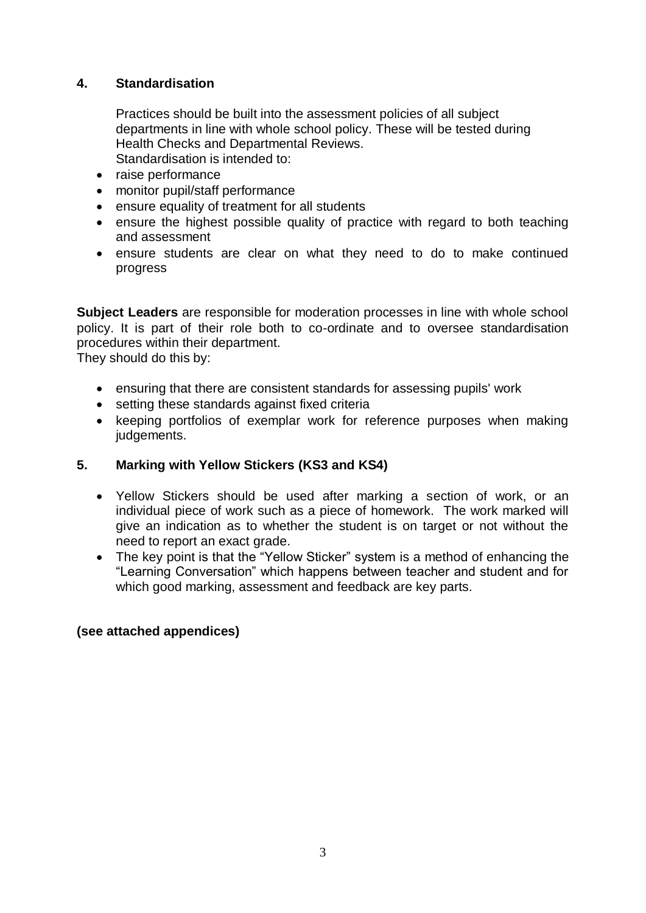## 4. Standardisation

Practices should be built into the assessment policies of all subject departments in line with whole school policy. These will be tested during Health Checks and Departmental Reviews.
Standardisation is intended to:

- raise performance
- monitor pupil/staff performance
- ensure equality of treatment for all students
- ensure the highest possible quality of practice with regard to both teaching and assessment
- ensure students are clear on what they need to do to make continued progress

**Subject Leaders** are responsible for moderation processes in line with whole school policy. It is part of their role both to co-ordinate and to oversee standardisation procedures within their department.
They should do this by:

- ensuring that there are consistent standards for assessing pupils' work
- setting these standards against fixed criteria
- keeping portfolios of exemplar work for reference purposes when making judgements.

## 5. Marking with Yellow Stickers (KS3 and KS4)

- Yellow Stickers should be used after marking a section of work, or an individual piece of work such as a piece of homework. The work marked will give an indication as to whether the student is on target or not without the need to report an exact grade.
- The key point is that the "Yellow Sticker" system is a method of enhancing the "Learning Conversation" which happens between teacher and student and for which good marking, assessment and feedback are key parts.

**(see attached appendices)**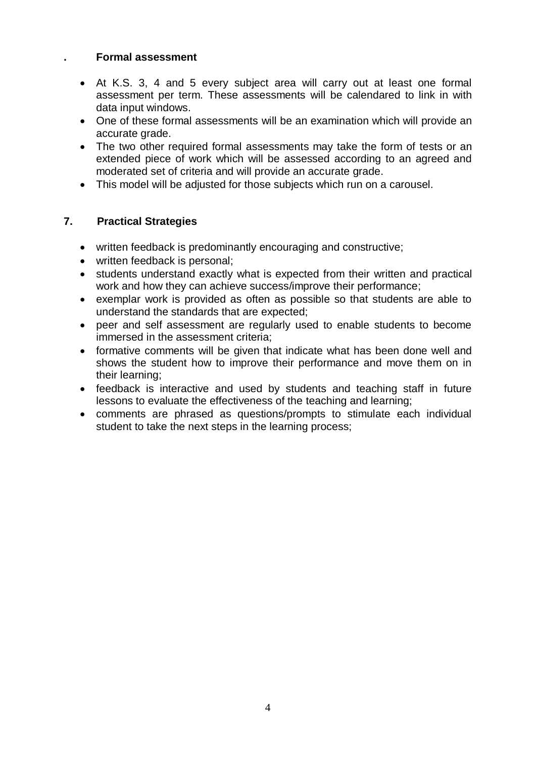## . Formal assessment

- At K.S. 3, 4 and 5 every subject area will carry out at least one formal assessment per term. These assessments will be calendared to link in with data input windows.
- One of these formal assessments will be an examination which will provide an accurate grade.
- The two other required formal assessments may take the form of tests or an extended piece of work which will be assessed according to an agreed and moderated set of criteria and will provide an accurate grade.
- This model will be adjusted for those subjects which run on a carousel.

## 7. Practical Strategies

- written feedback is predominantly encouraging and constructive;
- written feedback is personal;
- students understand exactly what is expected from their written and practical work and how they can achieve success/improve their performance;
- exemplar work is provided as often as possible so that students are able to understand the standards that are expected;
- peer and self assessment are regularly used to enable students to become immersed in the assessment criteria;
- formative comments will be given that indicate what has been done well and shows the student how to improve their performance and move them on in their learning;
- feedback is interactive and used by students and teaching staff in future lessons to evaluate the effectiveness of the teaching and learning;
- comments are phrased as questions/prompts to stimulate each individual student to take the next steps in the learning process;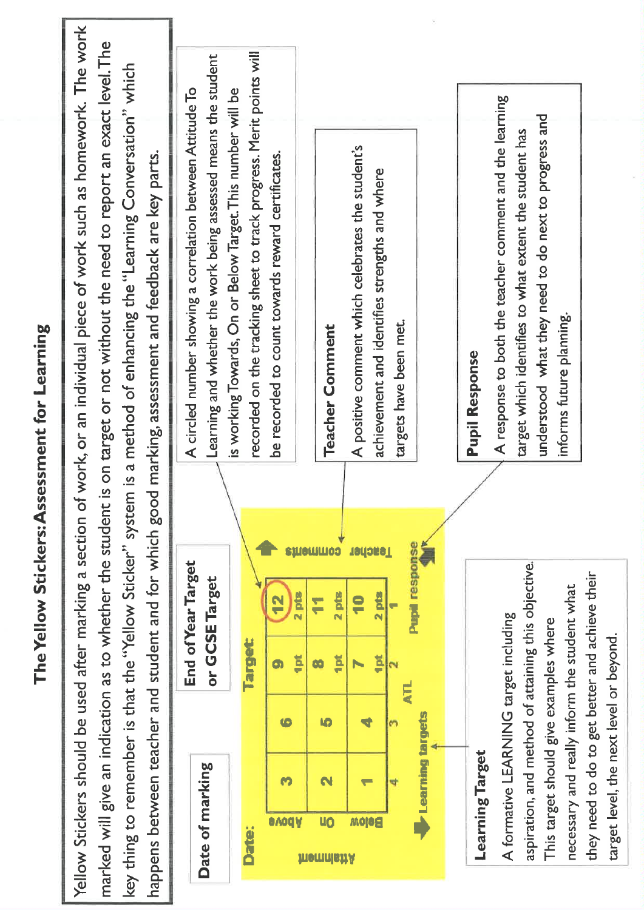# The Yellow Stickers: Assessment for Learning

Yellow Stickers should be used after marking a section of work, or an individual piece of work such as homework. The work marked will give an indication as to whether the student is on target or not without the need to report an exact level. The key thing to remember is that the "Yellow Sticker" system is a method of enhancing the "Learning Conversation" which happens between teacher and student and for which good marking, assessment and feedback are key parts.

**Date of marking**

**End of Year Target or GCSE Target**

Date: &nbsp;&nbsp;&nbsp;&nbsp; Target:

| Attainment | | | | |
|---|---|---|---|---|
| Above | 3 | 6 | 9 (1pt) | 12 (2 pts) |
| On | 2 | 5 | 8 (1pt) | 11 (2 pts) |
| Below | 1 | 4 | 7 (1pt) | 10 (2 pts) |
| ATL | 4 | 3 | 2 | 1 |

Learning targets &nbsp;&nbsp;&nbsp;&nbsp; Teacher comments &nbsp;&nbsp;&nbsp;&nbsp; Pupil response

A circled number showing a correlation between Attitude To Learning and whether the work being assessed means the student is working Towards, On or Below Target. This number will be recorded on the tracking sheet to track progress. Merit points will be recorded to count towards reward certificates.

**Teacher Comment**

A positive comment which celebrates the student's achievement and identifies strengths and where targets have been met.

**Pupil Response**

A response to both the teacher comment and the learning target which identifies to what extent the student has understood what they need to do next to progress and informs future planning.

**Learning Target**

A formative LEARNING target including aspiration, and method of attaining this objective. This target should give examples where necessary and really inform the student what they need to do to get better and achieve their target level, the next level or beyond.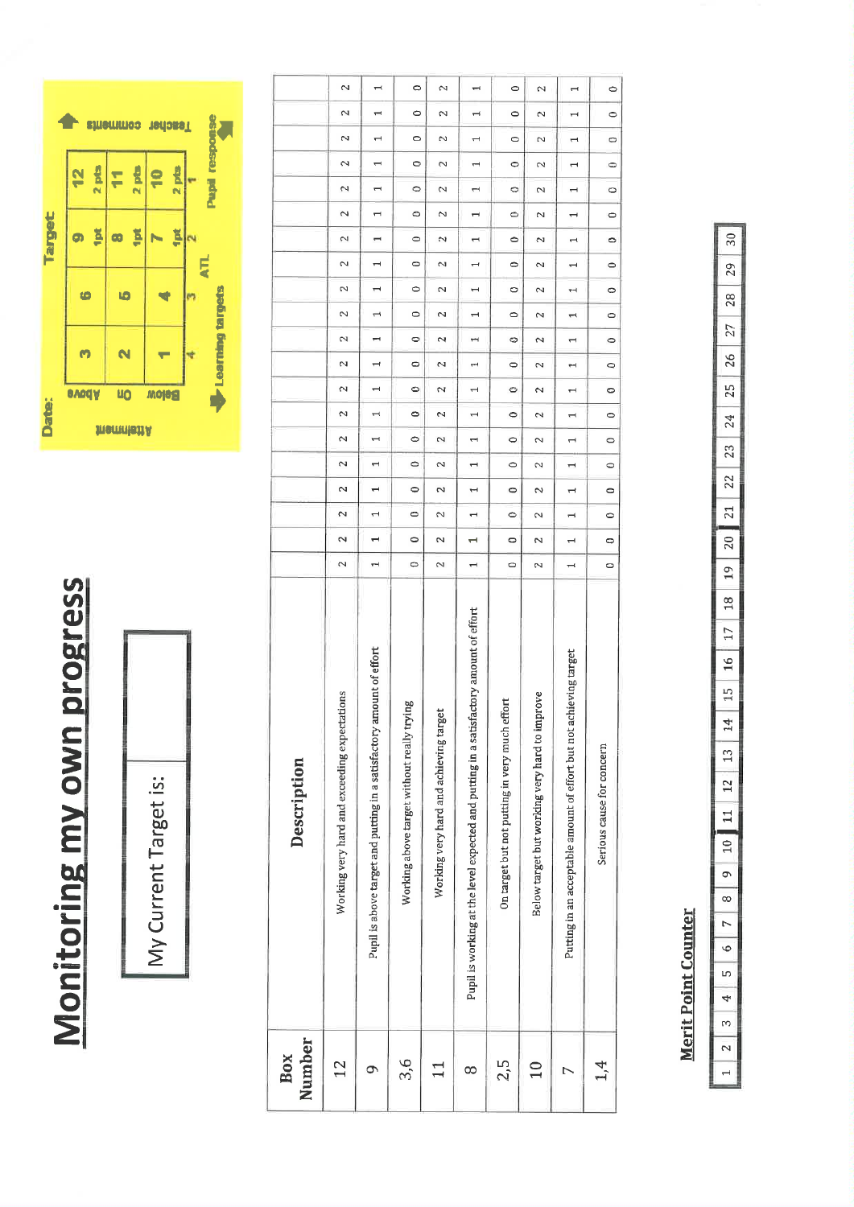# Monitoring my own progress

My Current Target is:

Date:

Target

| | | | | |
|---|---|---|---|---|
| Attainment: Above | 3 | 6 | 9 (1pt) | 12 (2 pts) |
| On | 2 | 5 | 8 (1pt) | 11 (2 pts) |
| Below | 1 | 4 | 7 (1pt) | 10 (2 pts) |
| | 4 | 3 | 2 | 1 |

ATL

Learning targets

Teacher comments

Pupil response

| Box Number | Description | | | | | | | | | | | | | | | | | | |
|---|---|---|---|---|---|---|---|---|---|---|---|---|---|---|---|---|---|---|---|
| 12 | Working very hard and exceeding expectations | 2 | 2 | 2 | 2 | 2 | 2 | 2 | 2 | 2 | 2 | 2 | 2 | 2 | 2 | 2 | 2 | 2 | 2 |
| 9 | Pupil is above target and putting in a satisfactory amount of effort | 1 | 1 | 1 | 1 | 1 | 1 | 1 | 1 | 1 | 1 | 1 | 1 | 1 | 1 | 1 | 1 | 1 | 1 |
| 3,6 | Working above target without really trying | 0 | 0 | 0 | 0 | 0 | 0 | 0 | 0 | 0 | 0 | 0 | 0 | 0 | 0 | 0 | 0 | 0 | 0 |
| 11 | Working very hard and achieving target | 2 | 2 | 2 | 2 | 2 | 2 | 2 | 2 | 2 | 2 | 2 | 2 | 2 | 2 | 2 | 2 | 2 | 2 |
| 8 | Pupil is working at the level expected and putting in a satisfactory amount of effort | 1 | 1 | 1 | 1 | 1 | 1 | 1 | 1 | 1 | 1 | 1 | 1 | 1 | 1 | 1 | 1 | 1 | 1 |
| 2,5 | On target but not putting in very much effort | 0 | 0 | 0 | 0 | 0 | 0 | 0 | 0 | 0 | 0 | 0 | 0 | 0 | 0 | 0 | 0 | 0 | 0 |
| 10 | Below target but working very hard to improve | 2 | 2 | 2 | 2 | 2 | 2 | 2 | 2 | 2 | 2 | 2 | 2 | 2 | 2 | 2 | 2 | 2 | 2 |
| 7 | Putting in an acceptable amount of effort but not achieving target | 1 | 1 | 1 | 1 | 1 | 1 | 1 | 1 | 1 | 1 | 1 | 1 | 1 | 1 | 1 | 1 | 1 | 1 |
| 1,4 | Serious cause for concern | 0 | 0 | 0 | 0 | 0 | 0 | 0 | 0 | 0 | 0 | 0 | 0 | 0 | 0 | 0 | 0 | 0 | 0 |

**Merit Point Counter**

| | | | | | | | | | | | | | | | | | | | | | | | | | | | | | |
|---|---|---|---|---|---|---|---|---|---|---|---|---|---|---|---|---|---|---|---|---|---|---|---|---|---|---|---|---|---|
| 1 | 2 | 3 | 4 | 5 | 6 | 7 | 8 | 9 | 10 | 11 | 12 | 13 | 14 | 15 | 16 | 17 | 18 | 19 | 20 | 21 | 22 | 23 | 24 | 25 | 26 | 27 | 28 | 29 | 30 |